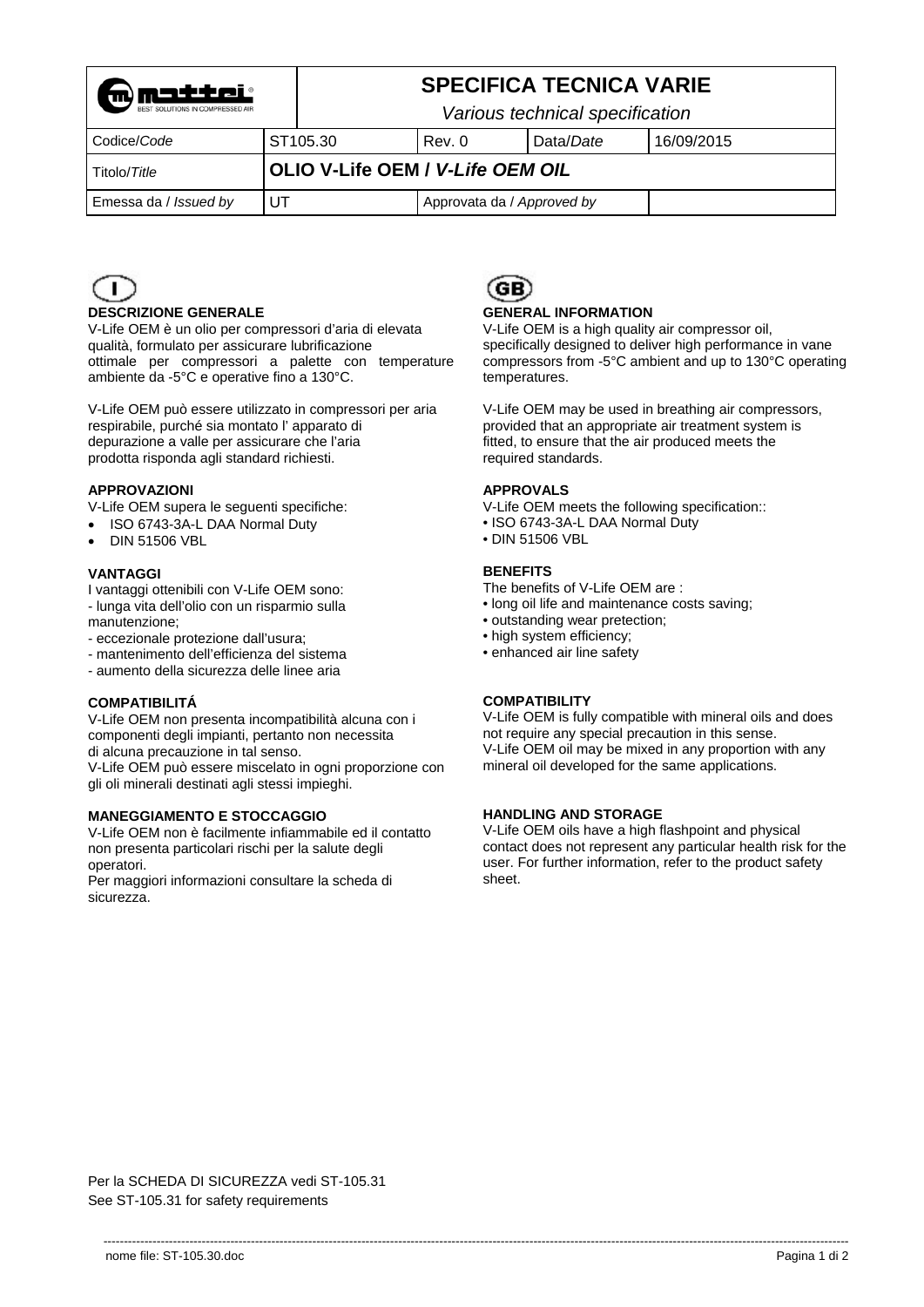| mattei BEST SOLUTIONS IN COMPRESSED AIR | **SPECIFICA TECNICA VARIE** *Various technical specification* | | | |
|---|---|---|---|---|
| Codice/*Code* | ST105.30 | Rev. 0 | Data/*Date* | 16/09/2015 |
| Titolo/*Title* | **OLIO V-Life OEM / *V-Life OEM OIL*** | | | |
| Emessa da / *Issued by* | UT | Approvata da / *Approved by* | | |

(I)

**DESCRIZIONE GENERALE**

V-Life OEM è un olio per compressori d'aria di elevata qualità, formulato per assicurare lubrificazione ottimale per compressori a palette con temperature ambiente da -5°C e operative fino a 130°C.

V-Life OEM può essere utilizzato in compressori per aria respirabile, purché sia montato l' apparato di depurazione a valle per assicurare che l'aria prodotta risponda agli standard richiesti.

**APPROVAZIONI**

V-Life OEM supera le seguenti specifiche:

- ISO 6743-3A-L DAA Normal Duty
- DIN 51506 VBL

**VANTAGGI**

I vantaggi ottenibili con V-Life OEM sono:

- lunga vita dell'olio con un risparmio sulla manutenzione;
- eccezionale protezione dall'usura;
- mantenimento dell'efficienza del sistema
- aumento della sicurezza delle linee aria

**COMPATIBILITÁ**

V-Life OEM non presenta incompatibilità alcuna con i componenti degli impianti, pertanto non necessita di alcuna precauzione in tal senso.
V-Life OEM può essere miscelato in ogni proporzione con gli oli minerali destinati agli stessi impieghi.

**MANEGGIAMENTO E STOCCAGGIO**

V-Life OEM non è facilmente infiammabile ed il contatto non presenta particolari rischi per la salute degli operatori.
Per maggiori informazioni consultare la scheda di sicurezza.

(GB)

**GENERAL INFORMATION**

V-Life OEM is a high quality air compressor oil, specifically designed to deliver high performance in vane compressors from -5°C ambient and up to 130°C operating temperatures.

V-Life OEM may be used in breathing air compressors, provided that an appropriate air treatment system is fitted, to ensure that the air produced meets the required standards.

**APPROVALS**

V-Life OEM meets the following specification::

- ISO 6743-3A-L DAA Normal Duty
- DIN 51506 VBL

**BENEFITS**

The benefits of V-Life OEM are :

- long oil life and maintenance costs saving;
- outstanding wear pretection;
- high system efficiency;
- enhanced air line safety

**COMPATIBILITY**

V-Life OEM is fully compatible with mineral oils and does not require any special precaution in this sense.
V-Life OEM oil may be mixed in any proportion with any mineral oil developed for the same applications.

**HANDLING AND STORAGE**

V-Life OEM oils have a high flashpoint and physical contact does not represent any particular health risk for the user. For further information, refer to the product safety sheet.

Per la SCHEDA DI SICUREZZA vedi ST-105.31
See ST-105.31 for safety requirements

nome file: ST-105.30.doc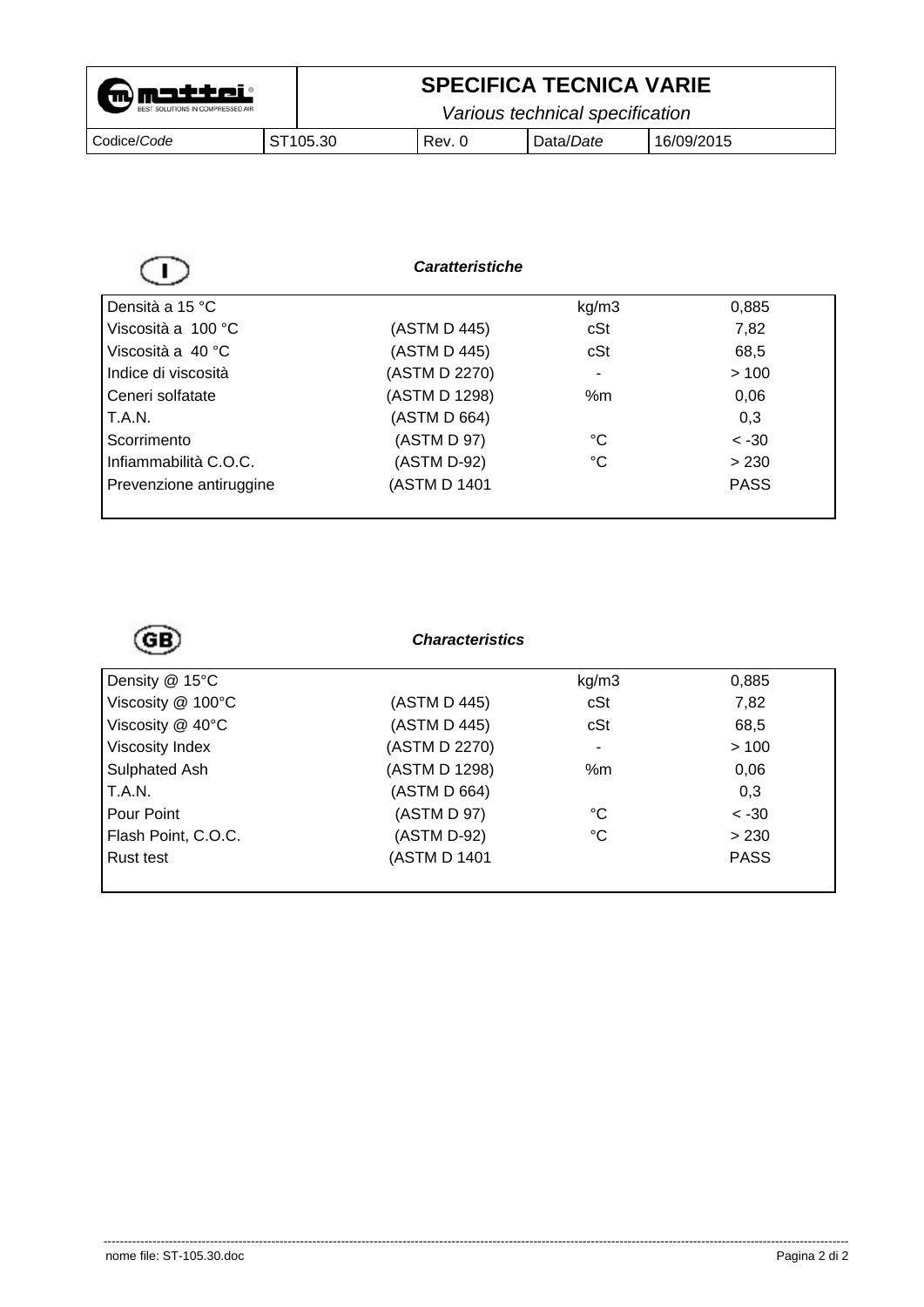# SPECIFICA TECNICA VARIE

*Various technical specification*

| Codice/*Code* | ST105.30 | Rev. 0 | Data/*Date* | 16/09/2015 |
|---|---|---|---|---|

(I)

***Caratteristiche***

| | | | |
|---|---|---|---|
| Densità a 15 °C | | kg/m3 | 0,885 |
| Viscosità a 100 °C | (ASTM D 445) | cSt | 7,82 |
| Viscosità a 40 °C | (ASTM D 445) | cSt | 68,5 |
| Indice di viscosità | (ASTM D 2270) | - | > 100 |
| Ceneri solfatate | (ASTM D 1298) | %m | 0,06 |
| T.A.N. | (ASTM D 664) | | 0,3 |
| Scorrimento | (ASTM D 97) | °C | < -30 |
| Infiammabilità C.O.C. | (ASTM D-92) | °C | > 230 |
| Prevenzione antiruggine | (ASTM D 1401 | | PASS |

(GB)

***Characteristics***

| | | | |
|---|---|---|---|
| Density @ 15°C | | kg/m3 | 0,885 |
| Viscosity @ 100°C | (ASTM D 445) | cSt | 7,82 |
| Viscosity @ 40°C | (ASTM D 445) | cSt | 68,5 |
| Viscosity Index | (ASTM D 2270) | - | > 100 |
| Sulphated Ash | (ASTM D 1298) | %m | 0,06 |
| T.A.N. | (ASTM D 664) | | 0,3 |
| Pour Point | (ASTM D 97) | °C | < -30 |
| Flash Point, C.O.C. | (ASTM D-92) | °C | > 230 |
| Rust test | (ASTM D 1401 | | PASS |

nome file: ST-105.30.doc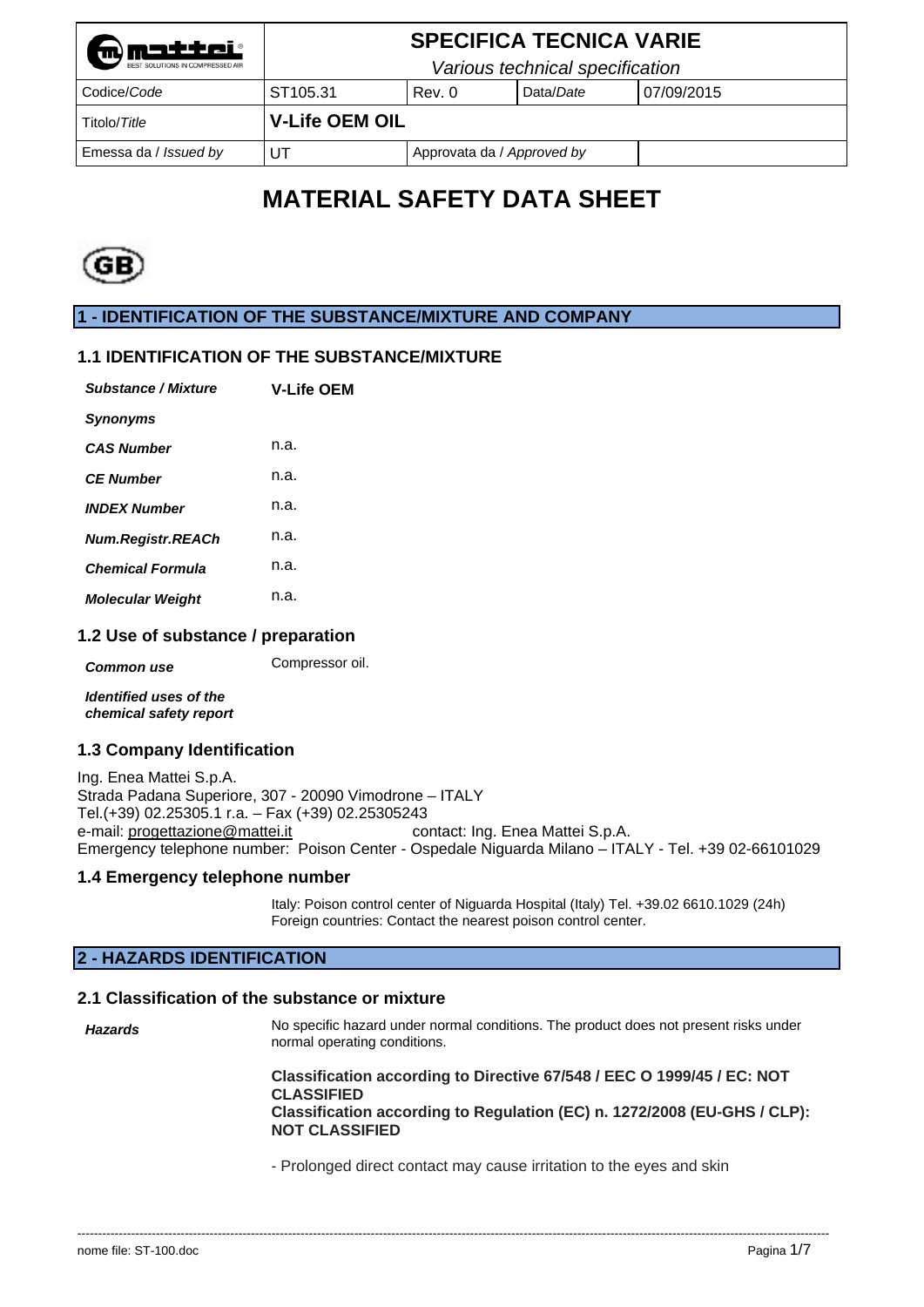| | **SPECIFICA TECNICA VARIE** *Various technical specification* | | | |
|---|---|---|---|---|
| Codice/*Code* | ST105.31 | Rev. 0 | Data/*Date* | 07/09/2015 |
| Titolo/*Title* | **V-Life OEM OIL** | | | |
| Emessa da / *Issued by* | UT | Approvata da / *Approved by* | | |

# MATERIAL SAFETY DATA SHEET

(GB)

## 1 - IDENTIFICATION OF THE SUBSTANCE/MIXTURE AND COMPANY

### 1.1 IDENTIFICATION OF THE SUBSTANCE/MIXTURE

| | |
|---|---|
| ***Substance / Mixture*** | **V-Life OEM** |
| ***Synonyms*** | |
| ***CAS Number*** | n.a. |
| ***CE Number*** | n.a. |
| ***INDEX Number*** | n.a. |
| ***Num.Registr.REACh*** | n.a. |
| ***Chemical Formula*** | n.a. |
| ***Molecular Weight*** | n.a. |

### 1.2 Use of substance / preparation

| | |
|---|---|
| ***Common use*** | Compressor oil. |
| ***Identified uses of the chemical safety report*** | |

### 1.3 Company Identification

Ing. Enea Mattei S.p.A.
Strada Padana Superiore, 307 - 20090 Vimodrone – ITALY
Tel.(+39) 02.25305.1 r.a. – Fax (+39) 02.25305243
e-mail: progettazione@mattei.it contact: Ing. Enea Mattei S.p.A.
Emergency telephone number: Poison Center - Ospedale Niguarda Milano – ITALY - Tel. +39 02-66101029

### 1.4 Emergency telephone number

Italy: Poison control center of Niguarda Hospital (Italy) Tel. +39.02 6610.1029 (24h)
Foreign countries: Contact the nearest poison control center.

## 2 - HAZARDS IDENTIFICATION

### 2.1 Classification of the substance or mixture

***Hazards*** No specific hazard under normal conditions. The product does not present risks under normal operating conditions.

**Classification according to Directive 67/548 / EEC O 1999/45 / EC: NOT CLASSIFIED**
**Classification according to Regulation (EC) n. 1272/2008 (EU-GHS / CLP): NOT CLASSIFIED**

- Prolonged direct contact may cause irritation to the eyes and skin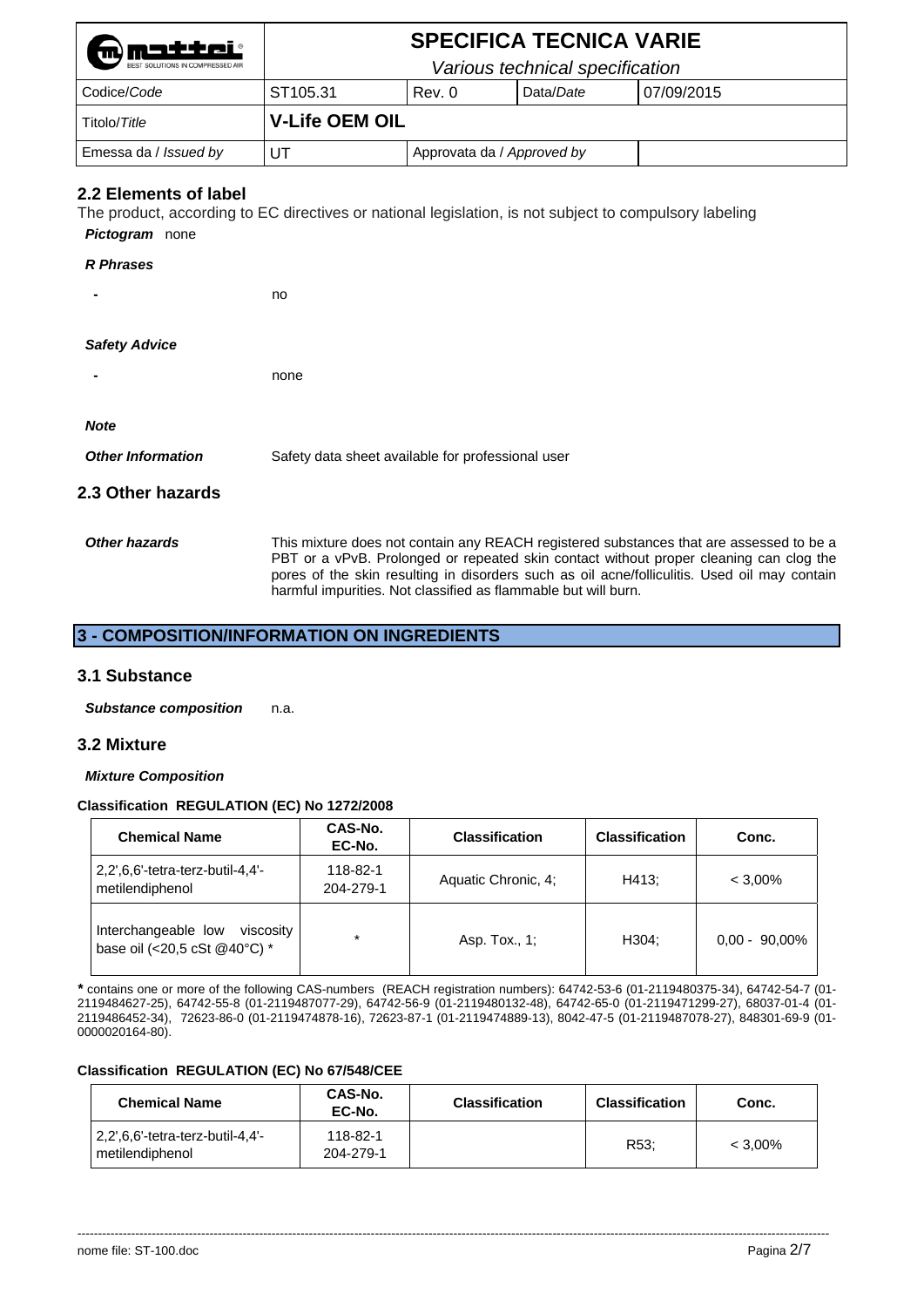## 2.2 Elements of label

The product, according to EC directives or national legislation, is not subject to compulsory labeling

***Pictogram*** none

***R Phrases***

- no

***Safety Advice***

- none

***Note***

***Other Information*** Safety data sheet available for professional user

## 2.3 Other hazards

***Other hazards*** This mixture does not contain any REACH registered substances that are assessed to be a PBT or a vPvB. Prolonged or repeated skin contact without proper cleaning can clog the pores of the skin resulting in disorders such as oil acne/folliculitis. Used oil may contain harmful impurities. Not classified as flammable but will burn.

# 3 - COMPOSITION/INFORMATION ON INGREDIENTS

## 3.1 Substance

***Substance composition*** n.a.

## 3.2 Mixture

***Mixture Composition***

**Classification REGULATION (EC) No 1272/2008**

| Chemical Name | CAS-No. EC-No. | Classification | Classification | Conc. |
|---|---|---|---|---|
| 2,2',6,6'-tetra-terz-butil-4,4'-metilendiphenol | 118-82-1 204-279-1 | Aquatic Chronic, 4; | H413; | < 3,00% |
| Interchangeable low viscosity base oil (<20,5 cSt @40°C) * | * | Asp. Tox., 1; | H304; | 0,00 - 90,00% |

**\*** contains one or more of the following CAS-numbers (REACH registration numbers): 64742-53-6 (01-2119480375-34), 64742-54-7 (01-2119484627-25), 64742-55-8 (01-2119487077-29), 64742-56-9 (01-2119480132-48), 64742-65-0 (01-2119471299-27), 68037-01-4 (01-2119486452-34), 72623-86-0 (01-2119474878-16), 72623-87-1 (01-2119474889-13), 8042-47-5 (01-2119487078-27), 848301-69-9 (01-0000020164-80).

**Classification REGULATION (EC) No 67/548/CEE**

| Chemical Name | CAS-No. EC-No. | Classification | Classification | Conc. |
|---|---|---|---|---|
| 2,2',6,6'-tetra-terz-butil-4,4'-metilendiphenol | 118-82-1 204-279-1 | | R53; | < 3,00% |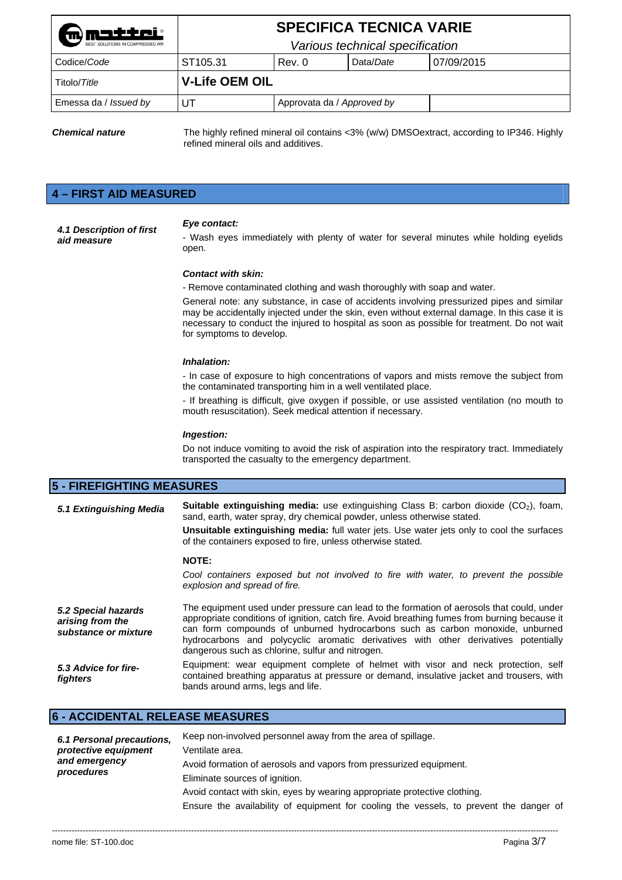| | **SPECIFICA TECNICA VARIE** *Various technical specification* | | | |
|---|---|---|---|---|
| Codice/*Code* | ST105.31 | Rev. 0 | Data/*Date* | 07/09/2015 |
| Titolo/*Title* | **V-Life OEM OIL** | | | |
| Emessa da / *Issued by* | UT | Approvata da / *Approved by* | | |

***Chemical nature*** The highly refined mineral oil contains <3% (w/w) DMSOextract, according to IP346. Highly refined mineral oils and additives.

## 4 – FIRST AID MEASURED

***4.1 Description of first aid measure***

***Eye contact:***

- Wash eyes immediately with plenty of water for several minutes while holding eyelids open.

***Contact with skin:***

- Remove contaminated clothing and wash thoroughly with soap and water.

General note: any substance, in case of accidents involving pressurized pipes and similar may be accidentally injected under the skin, even without external damage. In this case it is necessary to conduct the injured to hospital as soon as possible for treatment. Do not wait for symptoms to develop.

***Inhalation:***

- In case of exposure to high concentrations of vapors and mists remove the subject from the contaminated transporting him in a well ventilated place.
- If breathing is difficult, give oxygen if possible, or use assisted ventilation (no mouth to mouth resuscitation). Seek medical attention if necessary.

***Ingestion:***

Do not induce vomiting to avoid the risk of aspiration into the respiratory tract. Immediately transported the casualty to the emergency department.

## 5 - FIREFIGHTING MEASURES

***5.1 Extinguishing Media***

**Suitable extinguishing media:** use extinguishing Class B: carbon dioxide ($CO_2$), foam, sand, earth, water spray, dry chemical powder, unless otherwise stated.

**Unsuitable extinguishing media:** full water jets. Use water jets only to cool the surfaces of the containers exposed to fire, unless otherwise stated.

**NOTE:**

*Cool containers exposed but not involved to fire with water, to prevent the possible explosion and spread of fire.*

***5.2 Special hazards arising from the substance or mixture***

The equipment used under pressure can lead to the formation of aerosols that could, under appropriate conditions of ignition, catch fire. Avoid breathing fumes from burning because it can form compounds of unburned hydrocarbons such as carbon monoxide, unburned hydrocarbons and polycyclic aromatic derivatives with other derivatives potentially dangerous such as chlorine, sulfur and nitrogen.

***5.3 Advice for fire-fighters***

Equipment: wear equipment complete of helmet with visor and neck protection, self contained breathing apparatus at pressure or demand, insulative jacket and trousers, with bands around arms, legs and life.

## 6 - ACCIDENTAL RELEASE MEASURES

***6.1 Personal precautions, protective equipment and emergency procedures***

Keep non-involved personnel away from the area of spillage.

Ventilate area.

Avoid formation of aerosols and vapors from pressurized equipment.

Eliminate sources of ignition.

Avoid contact with skin, eyes by wearing appropriate protective clothing.

Ensure the availability of equipment for cooling the vessels, to prevent the danger of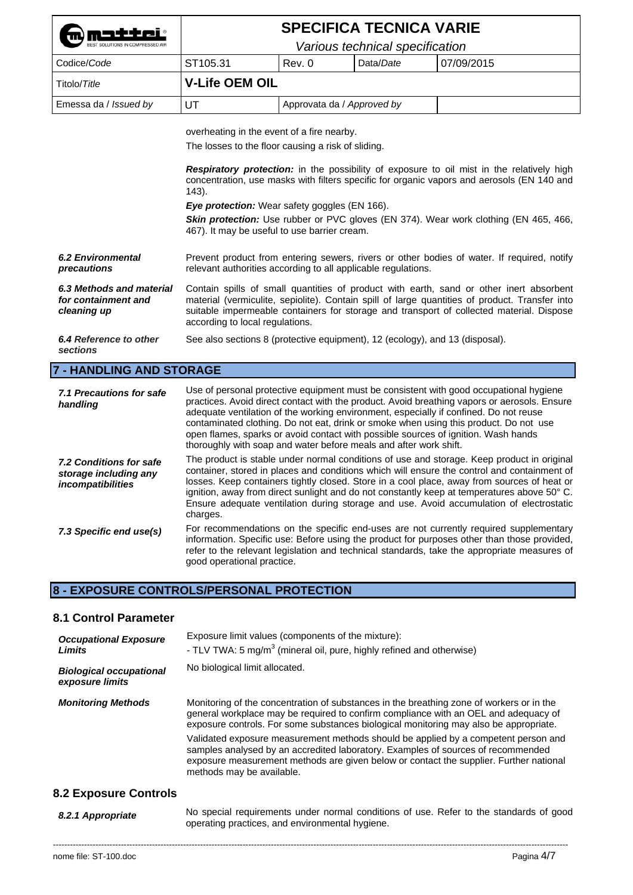overheating in the event of a fire nearby.

The losses to the floor causing a risk of sliding.

***Respiratory protection:*** in the possibility of exposure to oil mist in the relatively high concentration, use masks with filters specific for organic vapors and aerosols (EN 140 and 143).

***Eye protection:*** Wear safety goggles (EN 166).

***Skin protection:*** Use rubber or PVC gloves (EN 374). Wear work clothing (EN 465, 466, 467). It may be useful to use barrier cream.

***6.2 Environmental precautions***

Prevent product from entering sewers, rivers or other bodies of water. If required, notify relevant authorities according to all applicable regulations.

***6.3 Methods and material for containment and cleaning up***

Contain spills of small quantities of product with earth, sand or other inert absorbent material (vermiculite, sepiolite). Contain spill of large quantities of product. Transfer into suitable impermeable containers for storage and transport of collected material. Dispose according to local regulations.

***6.4 Reference to other sections***

See also sections 8 (protective equipment), 12 (ecology), and 13 (disposal).

## 7 - HANDLING AND STORAGE

***7.1 Precautions for safe handling***

Use of personal protective equipment must be consistent with good occupational hygiene practices. Avoid direct contact with the product. Avoid breathing vapors or aerosols. Ensure adequate ventilation of the working environment, especially if confined. Do not reuse contaminated clothing. Do not eat, drink or smoke when using this product. Do not use open flames, sparks or avoid contact with possible sources of ignition. Wash hands thoroughly with soap and water before meals and after work shift.

***7.2 Conditions for safe storage including any incompatibilities***

The product is stable under normal conditions of use and storage. Keep product in original container, stored in places and conditions which will ensure the control and containment of losses. Keep containers tightly closed. Store in a cool place, away from sources of heat or ignition, away from direct sunlight and do not constantly keep at temperatures above 50° C. Ensure adequate ventilation during storage and use. Avoid accumulation of electrostatic charges.

***7.3 Specific end use(s)***

For recommendations on the specific end-uses are not currently required supplementary information. Specific use: Before using the product for purposes other than those provided, refer to the relevant legislation and technical standards, take the appropriate measures of good operational practice.

## 8 - EXPOSURE CONTROLS/PERSONAL PROTECTION

### 8.1 Control Parameter

***Occupational Exposure Limits***

Exposure limit values (components of the mixture):

- TLV TWA: 5 mg/m$^3$ (mineral oil, pure, highly refined and otherwise)

***Biological occupational exposure limits***

No biological limit allocated.

***Monitoring Methods***

Monitoring of the concentration of substances in the breathing zone of workers or in the general workplace may be required to confirm compliance with an OEL and adequacy of exposure controls. For some substances biological monitoring may also be appropriate.

Validated exposure measurement methods should be applied by a competent person and samples analysed by an accredited laboratory. Examples of sources of recommended exposure measurement methods are given below or contact the supplier. Further national methods may be available.

### 8.2 Exposure Controls

***8.2.1 Appropriate***

No special requirements under normal conditions of use. Refer to the standards of good operating practices, and environmental hygiene.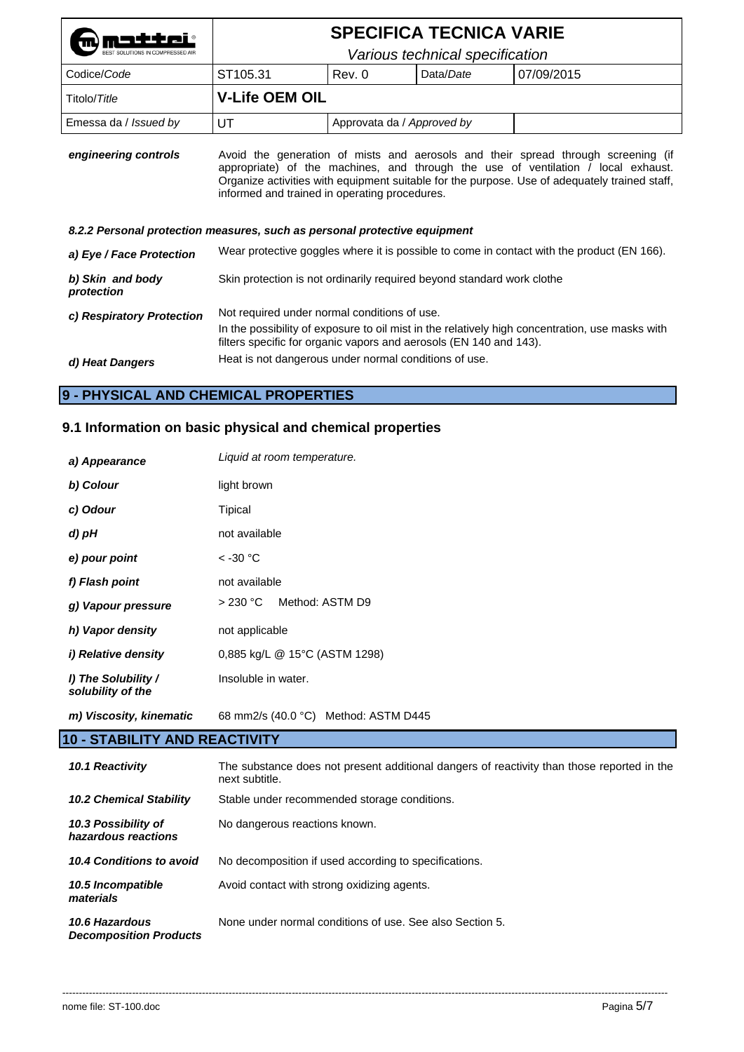| Codice/*Code* | ST105.31 | Rev. 0 | Data/*Date* | 07/09/2015 |
|---|---|---|---|---|
| Titolo/*Title* | **V-Life OEM OIL** | | | |
| Emessa da / *Issued by* | UT | Approvata da / *Approved by* | | |

***engineering controls*** Avoid the generation of mists and aerosols and their spread through screening (if appropriate) of the machines, and through the use of ventilation / local exhaust. Organize activities with equipment suitable for the purpose. Use of adequately trained staff, informed and trained in operating procedures.

***8.2.2 Personal protection measures, such as personal protective equipment***

| | |
|---|---|
| ***a) Eye / Face Protection*** | Wear protective goggles where it is possible to come in contact with the product (EN 166). |
| ***b) Skin and body protection*** | Skin protection is not ordinarily required beyond standard work clothe |
| ***c) Respiratory Protection*** | Not required under normal conditions of use.<br>In the possibility of exposure to oil mist in the relatively high concentration, use masks with filters specific for organic vapors and aerosols (EN 140 and 143). |
| ***d) Heat Dangers*** | Heat is not dangerous under normal conditions of use. |

## 9 - PHYSICAL AND CHEMICAL PROPERTIES

### 9.1 Information on basic physical and chemical properties

| | |
|---|---|
| ***a) Appearance*** | *Liquid at room temperature.* |
| ***b) Colour*** | light brown |
| ***c) Odour*** | Tipical |
| ***d) pH*** | not available |
| ***e) pour point*** | < -30 °C |
| ***f) Flash point*** | not available |
| ***g) Vapour pressure*** | > 230 °C Method: ASTM D9 |
| ***h) Vapor density*** | not applicable |
| ***i) Relative density*** | 0,885 kg/L @ 15°C (ASTM 1298) |
| ***l) The Solubility / solubility of the*** | Insoluble in water. |
| ***m) Viscosity, kinematic*** | 68 mm2/s (40.0 °C) Method: ASTM D445 |

## 10 - STABILITY AND REACTIVITY

| | |
|---|---|
| ***10.1 Reactivity*** | The substance does not present additional dangers of reactivity than those reported in the next subtitle. |
| ***10.2 Chemical Stability*** | Stable under recommended storage conditions. |
| ***10.3 Possibility of hazardous reactions*** | No dangerous reactions known. |
| ***10.4 Conditions to avoid*** | No decomposition if used according to specifications. |
| ***10.5 Incompatible materials*** | Avoid contact with strong oxidizing agents. |
| ***10.6 Hazardous Decomposition Products*** | None under normal conditions of use. See also Section 5. |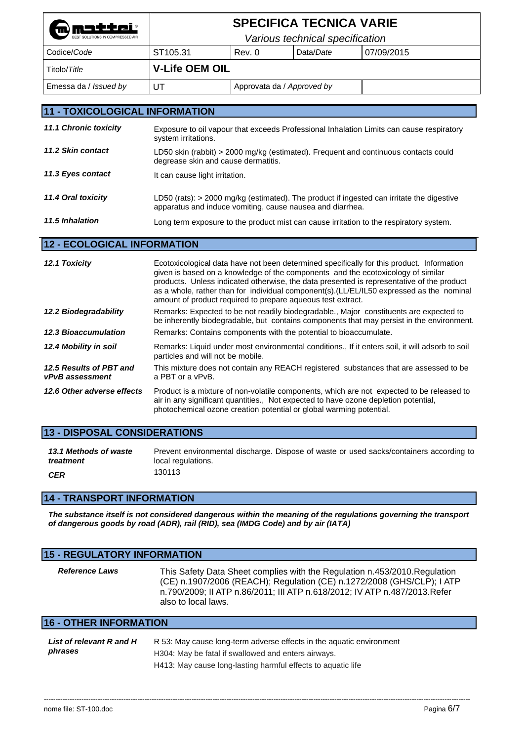## 11 - TOXICOLOGICAL INFORMATION

| | |
|---|---|
| ***11.1 Chronic toxicity*** | Exposure to oil vapour that exceeds Professional Inhalation Limits can cause respiratory system irritations. |
| ***11.2 Skin contact*** | LD50 skin (rabbit) > 2000 mg/kg (estimated). Frequent and continuous contacts could degrease skin and cause dermatitis. |
| ***11.3 Eyes contact*** | It can cause light irritation. |
| ***11.4 Oral toxicity*** | LD50 (rats): > 2000 mg/kg (estimated). The product if ingested can irritate the digestive apparatus and induce vomiting, cause nausea and diarrhea. |
| ***11.5 Inhalation*** | Long term exposure to the product mist can cause irritation to the respiratory system. |

## 12 - ECOLOGICAL INFORMATION

| | |
|---|---|
| ***12.1 Toxicity*** | Ecotoxicological data have not been determined specifically for this product. Information given is based on a knowledge of the components and the ecotoxicology of similar products. Unless indicated otherwise, the data presented is representative of the product as a whole, rather than for individual component(s).(LL/EL/IL50 expressed as the nominal amount of product required to prepare aqueous test extract. |
| ***12.2 Biodegradability*** | Remarks: Expected to be not readily biodegradable., Major constituents are expected to be inherently biodegradable, but contains components that may persist in the environment. |
| ***12.3 Bioaccumulation*** | Remarks: Contains components with the potential to bioaccumulate. |
| ***12.4 Mobility in soil*** | Remarks: Liquid under most environmental conditions., If it enters soil, it will adsorb to soil particles and will not be mobile. |
| ***12.5 Results of PBT and vPvB assessment*** | This mixture does not contain any REACH registered substances that are assessed to be a PBT or a vPvB. |
| ***12.6 Other adverse effects*** | Product is a mixture of non-volatile components, which are not expected to be released to air in any significant quantities., Not expected to have ozone depletion potential, photochemical ozone creation potential or global warming potential. |

## 13 - DISPOSAL CONSIDERATIONS

| | |
|---|---|
| ***13.1 Methods of waste treatment*** | Prevent environmental discharge. Dispose of waste or used sacks/containers according to local regulations. |
| ***CER*** | 130113 |

## 14 - TRANSPORT INFORMATION

***The substance itself is not considered dangerous within the meaning of the regulations governing the transport of dangerous goods by road (ADR), rail (RID), sea (IMDG Code) and by air (IATA)***

## 15 - REGULATORY INFORMATION

| | |
|---|---|
| ***Reference Laws*** | This Safety Data Sheet complies with the Regulation n.453/2010.Regulation (CE) n.1907/2006 (REACH); Regulation (CE) n.1272/2008 (GHS/CLP); I ATP n.790/2009; II ATP n.86/2011; III ATP n.618/2012; IV ATP n.487/2013.Refer also to local laws. |

## 16 - OTHER INFORMATION

| | |
|---|---|
| ***List of relevant R and H phrases*** | R 53: May cause long-term adverse effects in the aquatic environment<br>H304: May be fatal if swallowed and enters airways.<br>H413: May cause long-lasting harmful effects to aquatic life |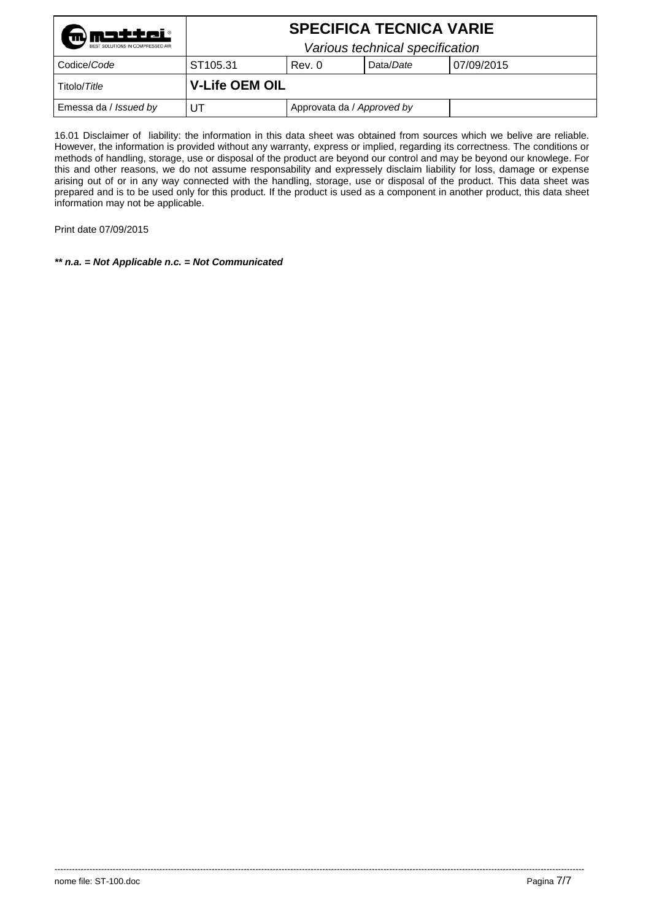16.01 Disclaimer of liability: the information in this data sheet was obtained from sources which we belive are reliable. However, the information is provided without any warranty, express or implied, regarding its correctness. The conditions or methods of handling, storage, use or disposal of the product are beyond our control and may be beyond our knowlege. For this and other reasons, we do not assume responsability and expressely disclaim liability for loss, damage or expense arising out of or in any way connected with the handling, storage, use or disposal of the product. This data sheet was prepared and is to be used only for this product. If the product is used as a component in another product, this data sheet information may not be applicable.

Print date 07/09/2015

***\*\* n.a. = Not Applicable n.c. = Not Communicated***